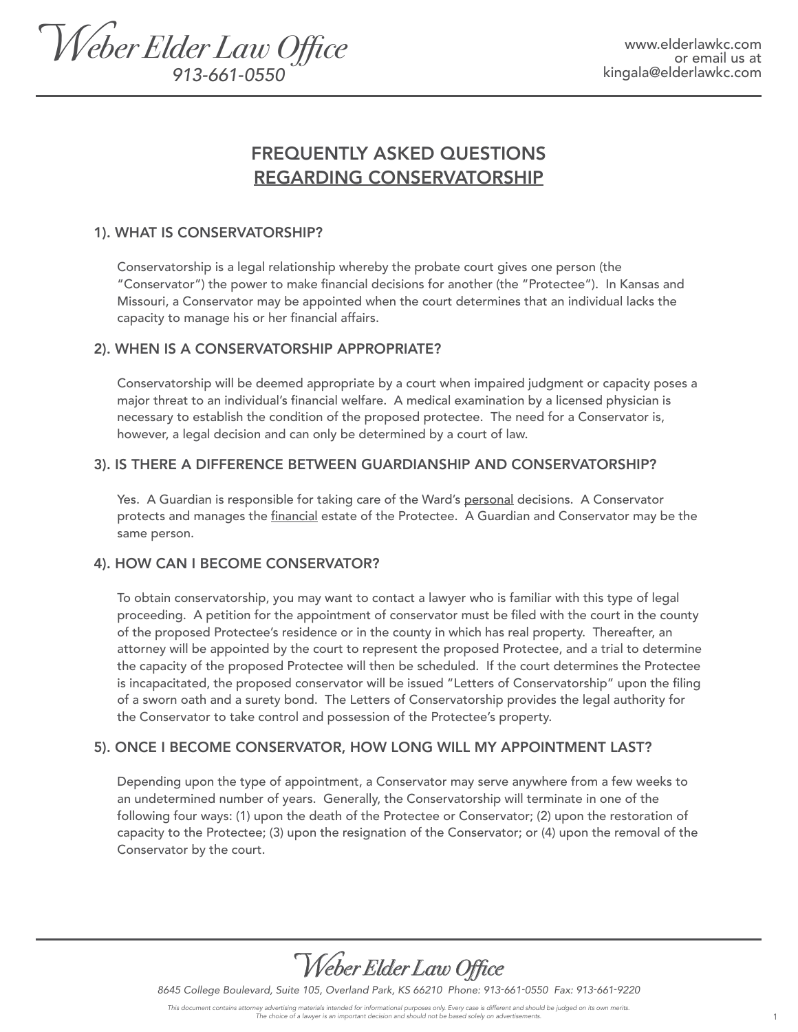# FREQUENTLY ASKED QUESTIONS REGARDING CONSERVATORSHIP

## 1). WHAT IS CONSERVATORSHIP?

Conservatorship is a legal relationship whereby the probate court gives one person (the "Conservator") the power to make financial decisions for another (the "Protectee"). In Kansas and Missouri, a Conservator may be appointed when the court determines that an individual lacks the capacity to manage his or her financial affairs.

## 2). WHEN IS A CONSERVATORSHIP APPROPRIATE?

Conservatorship will be deemed appropriate by a court when impaired judgment or capacity poses a major threat to an individual's financial welfare. A medical examination by a licensed physician is necessary to establish the condition of the proposed protectee. The need for a Conservator is, however, a legal decision and can only be determined by a court of law.

## 3). IS THERE A DIFFERENCE BETWEEN GUARDIANSHIP AND CONSERVATORSHIP?

Yes. A Guardian is responsible for taking care of the Ward's personal decisions. A Conservator protects and manages the financial estate of the Protectee. A Guardian and Conservator may be the same person.

## 4). HOW CAN I BECOME CONSERVATOR?

To obtain conservatorship, you may want to contact a lawyer who is familiar with this type of legal proceeding. A petition for the appointment of conservator must be filed with the court in the county of the proposed Protectee's residence or in the county in which has real property. Thereafter, an attorney will be appointed by the court to represent the proposed Protectee, and a trial to determine the capacity of the proposed Protectee will then be scheduled. If the court determines the Protectee is incapacitated, the proposed conservator will be issued "Letters of Conservatorship" upon the filing of a sworn oath and a surety bond. The Letters of Conservatorship provides the legal authority for the Conservator to take control and possession of the Protectee's property.

## 5). ONCE I BECOME CONSERVATOR, HOW LONG WILL MY APPOINTMENT LAST?

Depending upon the type of appointment, a Conservator may serve anywhere from a few weeks to an undetermined number of years. Generally, the Conservatorship will terminate in one of the following four ways: (1) upon the death of the Protectee or Conservator; (2) upon the restoration of capacity to the Protectee; (3) upon the resignation of the Conservator; or (4) upon the removal of the Conservator by the court.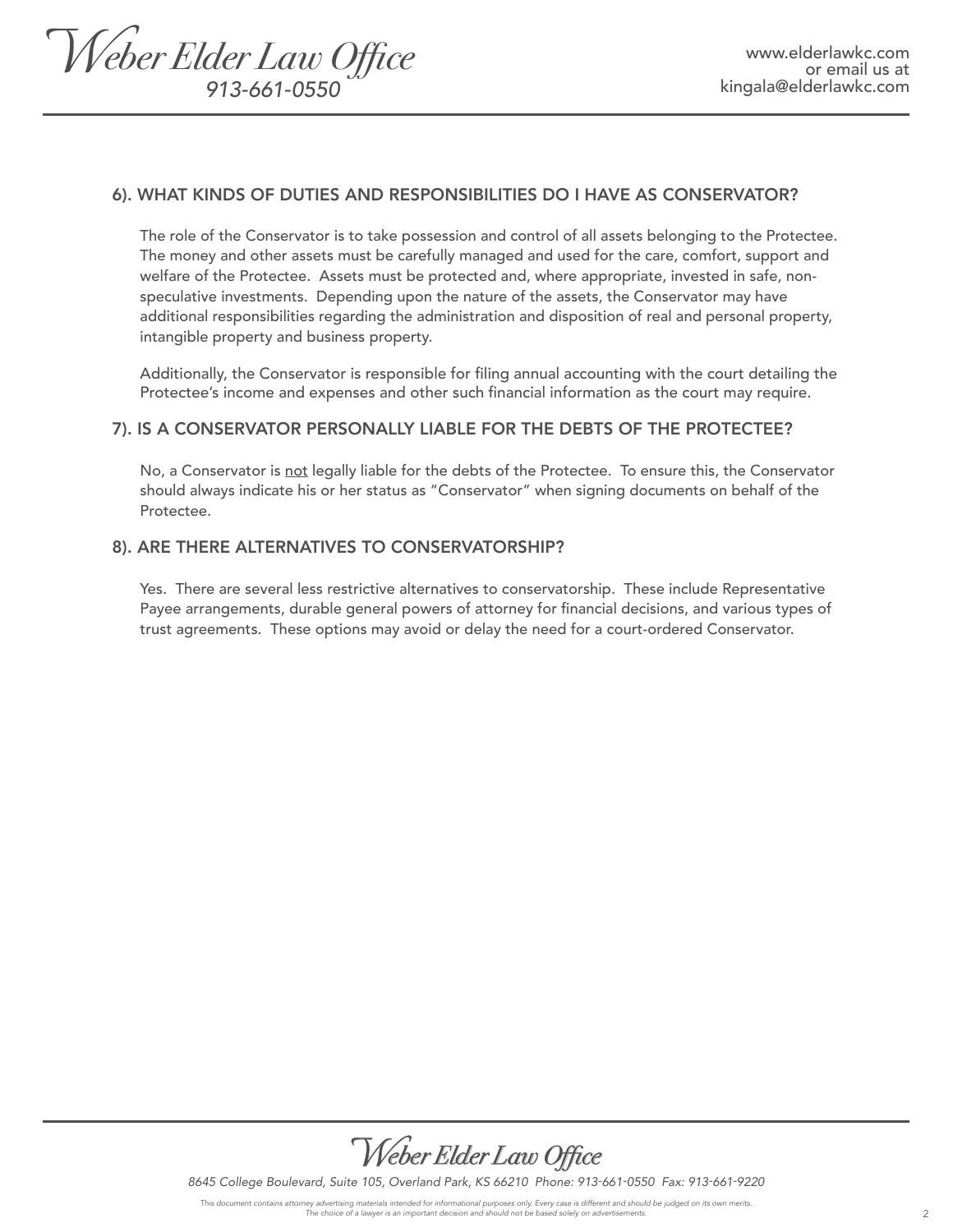## 6). WHAT KINDS OF DUTIES AND RESPONSIBILITIES DO I HAVE AS CONSERVATOR?

The role of the Conservator is to take possession and control of all assets belonging to the Protectee. The money and other assets must be carefully managed and used for the care, comfort, support and welfare of the Protectee. Assets must be protected and, where appropriate, invested in safe, non-speculative investments. Depending upon the nature of the assets, the Conservator may have additional responsibilities regarding the administration and disposition of real and personal property, intangible property and business property.

Additionally, the Conservator is responsible for filing annual accounting with the court detailing the Protectee's income and expenses and other such financial information as the court may require.

## 7). IS A CONSERVATOR PERSONALLY LIABLE FOR THE DEBTS OF THE PROTECTEE?

No, a Conservator is <u>not</u> legally liable for the debts of the Protectee. To ensure this, the Conservator should always indicate his or her status as "Conservator" when signing documents on behalf of the Protectee.

## 8). ARE THERE ALTERNATIVES TO CONSERVATORSHIP?

Yes. There are several less restrictive alternatives to conservatorship. These include Representative Payee arrangements, durable general powers of attorney for financial decisions, and various types of trust agreements. These options may avoid or delay the need for a court-ordered Conservator.